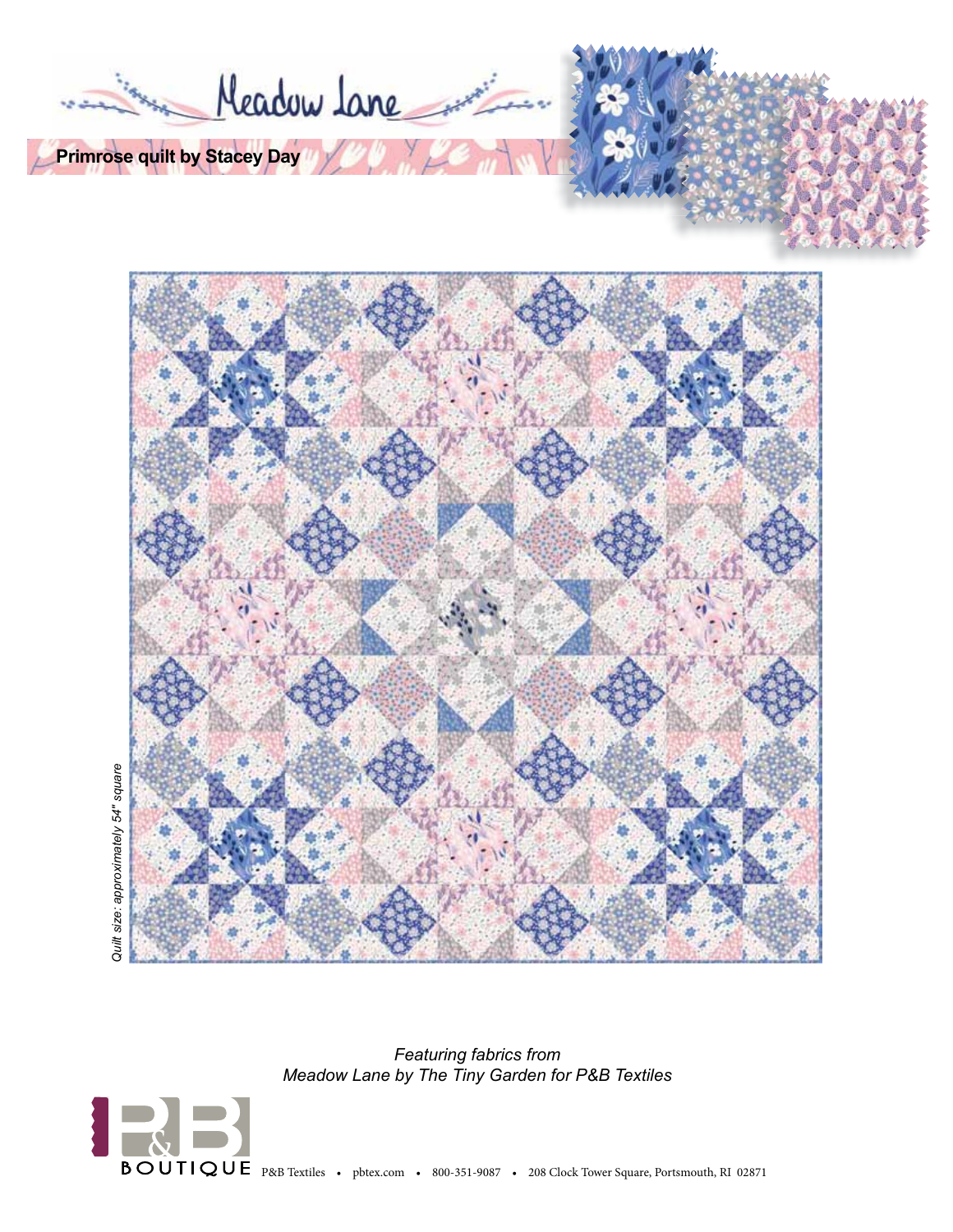# Meadow Lane

**Primrose quilt by Stacey Day**

*Quilt size: approximately 54" square*

*Featuring fabrics from*
*Meadow Lane by The Tiny Garden for P&B Textiles*

P&B BOUTIQUE P&B Textiles • pbtex.com • 800-351-9087 • 208 Clock Tower Square, Portsmouth, RI 02871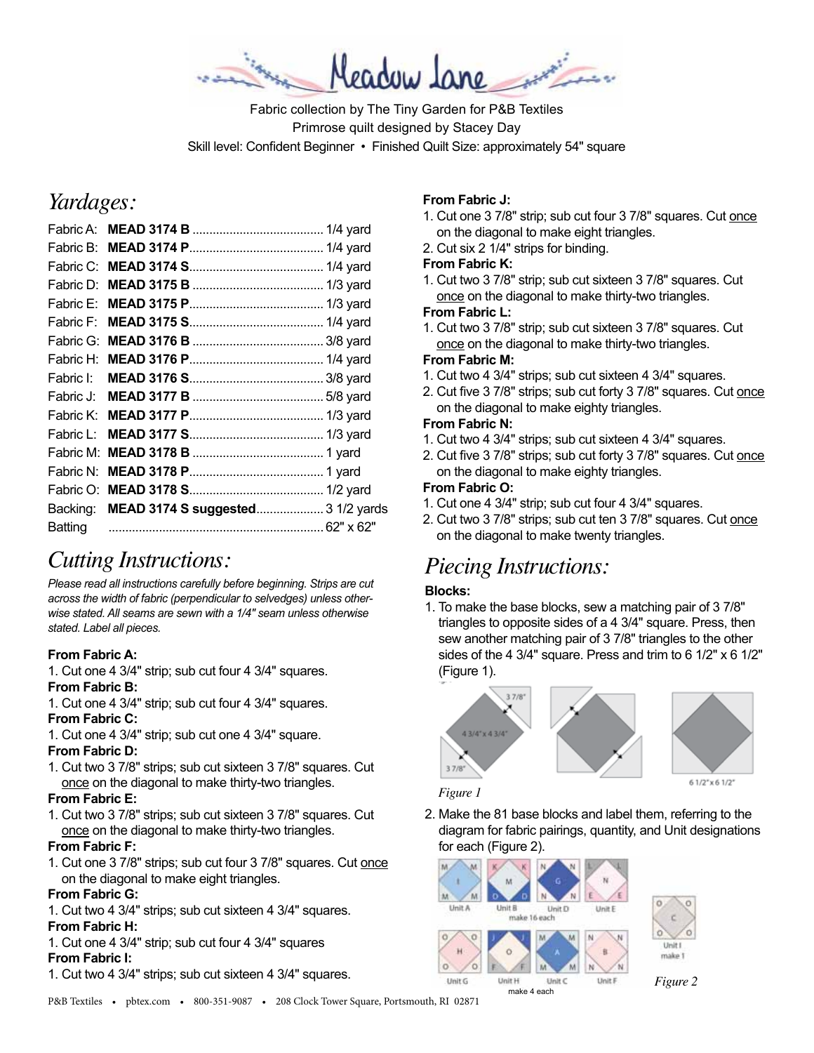# Meadow Lane

Fabric collection by The Tiny Garden for P&B Textiles
Primrose quilt designed by Stacey Day
Skill level: Confident Beginner • Finished Quilt Size: approximately 54" square

## *Yardages:*

| | | |
|---|---|---|
| Fabric A: | **MEAD 3174 B** | 1/4 yard |
| Fabric B: | **MEAD 3174 P** | 1/4 yard |
| Fabric C: | **MEAD 3174 S** | 1/4 yard |
| Fabric D: | **MEAD 3175 B** | 1/3 yard |
| Fabric E: | **MEAD 3175 P** | 1/3 yard |
| Fabric F: | **MEAD 3175 S** | 1/4 yard |
| Fabric G: | **MEAD 3176 B** | 3/8 yard |
| Fabric H: | **MEAD 3176 P** | 1/4 yard |
| Fabric I: | **MEAD 3176 S** | 3/8 yard |
| Fabric J: | **MEAD 3177 B** | 5/8 yard |
| Fabric K: | **MEAD 3177 P** | 1/3 yard |
| Fabric L: | **MEAD 3177 S** | 1/3 yard |
| Fabric M: | **MEAD 3178 B** | 1 yard |
| Fabric N: | **MEAD 3178 P** | 1 yard |
| Fabric O: | **MEAD 3178 S** | 1/2 yard |
| Backing: | **MEAD 3174 S suggested** | 3 1/2 yards |
| Batting | | 62" x 62" |

## *Cutting Instructions:*

*Please read all instructions carefully before beginning. Strips are cut across the width of fabric (perpendicular to selvedges) unless otherwise stated. All seams are sewn with a 1/4" seam unless otherwise stated. Label all pieces.*

**From Fabric A:**
1. Cut one 4 3/4" strip; sub cut four 4 3/4" squares.

**From Fabric B:**
1. Cut one 4 3/4" strip; sub cut four 4 3/4" squares.

**From Fabric C:**
1. Cut one 4 3/4" strip; sub cut one 4 3/4" square.

**From Fabric D:**
1. Cut two 3 7/8" strips; sub cut sixteen 3 7/8" squares. Cut once on the diagonal to make thirty-two triangles.

**From Fabric E:**
1. Cut two 3 7/8" strips; sub cut sixteen 3 7/8" squares. Cut once on the diagonal to make thirty-two triangles.

**From Fabric F:**
1. Cut one 3 7/8" strips; sub cut four 3 7/8" squares. Cut once on the diagonal to make eight triangles.

**From Fabric G:**
1. Cut two 4 3/4" strips; sub cut sixteen 4 3/4" squares.

**From Fabric H:**
1. Cut one 4 3/4" strip; sub cut four 4 3/4" squares

**From Fabric I:**
1. Cut two 4 3/4" strips; sub cut sixteen 4 3/4" squares.

**From Fabric J:**
1. Cut one 3 7/8" strip; sub cut four 3 7/8" squares. Cut once on the diagonal to make eight triangles.
2. Cut six 2 1/4" strips for binding.

**From Fabric K:**
1. Cut two 3 7/8" strip; sub cut sixteen 3 7/8" squares. Cut once on the diagonal to make thirty-two triangles.

**From Fabric L:**
1. Cut two 3 7/8" strip; sub cut sixteen 3 7/8" squares. Cut once on the diagonal to make thirty-two triangles.

**From Fabric M:**
1. Cut two 4 3/4" strips; sub cut sixteen 4 3/4" squares.
2. Cut five 3 7/8" strips; sub cut forty 3 7/8" squares. Cut once on the diagonal to make eighty triangles.

**From Fabric N:**
1. Cut two 4 3/4" strips; sub cut sixteen 4 3/4" squares.
2. Cut five 3 7/8" strips; sub cut forty 3 7/8" squares. Cut once on the diagonal to make eighty triangles.

**From Fabric O:**
1. Cut one 4 3/4" strip; sub cut four 4 3/4" squares.
2. Cut two 3 7/8" strips; sub cut ten 3 7/8" squares. Cut once on the diagonal to make twenty triangles.

## *Piecing Instructions:*

**Blocks:**
1. To make the base blocks, sew a matching pair of 3 7/8" triangles to opposite sides of a 4 3/4" square. Press, then sew another matching pair of 3 7/8" triangles to the other sides of the 4 3/4" square. Press and trim to 6 1/2" x 6 1/2" (Figure 1).

*Figure 1*

2. Make the 81 base blocks and label them, referring to the diagram for fabric pairings, quantity, and Unit designations for each (Figure 2).

*Figure 2*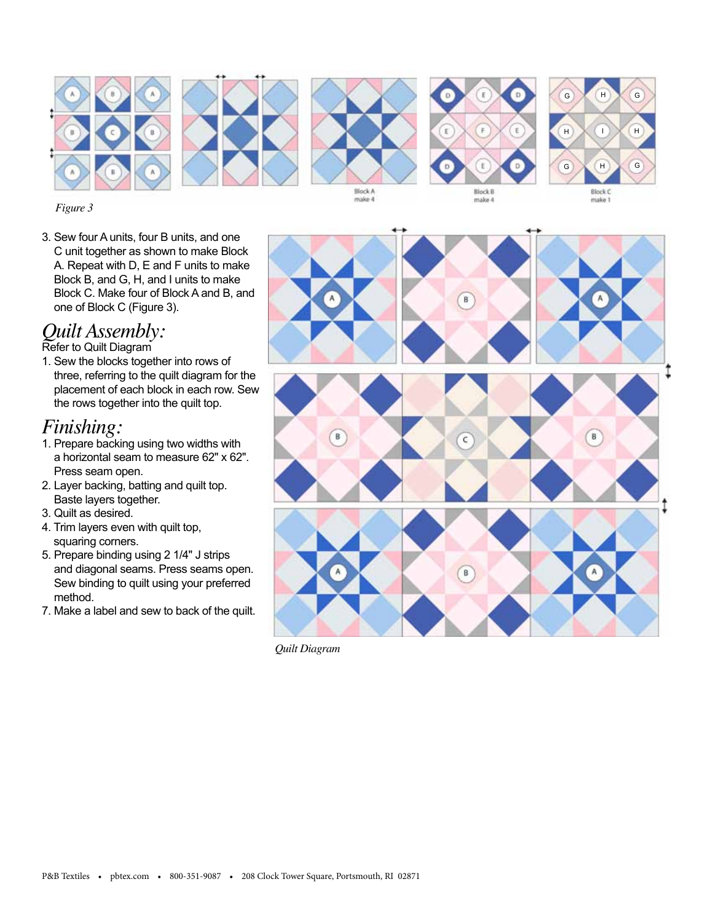Block A
make 4

Block B
make 4

Block C
make 1

*Figure 3*

3. Sew four A units, four B units, and one C unit together as shown to make Block A. Repeat with D, E and F units to make Block B, and G, H, and I units to make Block C. Make four of Block A and B, and one of Block C (Figure 3).

# *Quilt Assembly:*

Refer to Quilt Diagram

1. Sew the blocks together into rows of three, referring to the quilt diagram for the placement of each block in each row. Sew the rows together into the quilt top.

# *Finishing:*

1. Prepare backing using two widths with a horizontal seam to measure 62" x 62". Press seam open.
2. Layer backing, batting and quilt top. Baste layers together.
3. Quilt as desired.
4. Trim layers even with quilt top, squaring corners.
5. Prepare binding using 2 1/4" J strips and diagonal seams. Press seams open. Sew binding to quilt using your preferred method.
7. Make a label and sew to back of the quilt.

*Quilt Diagram*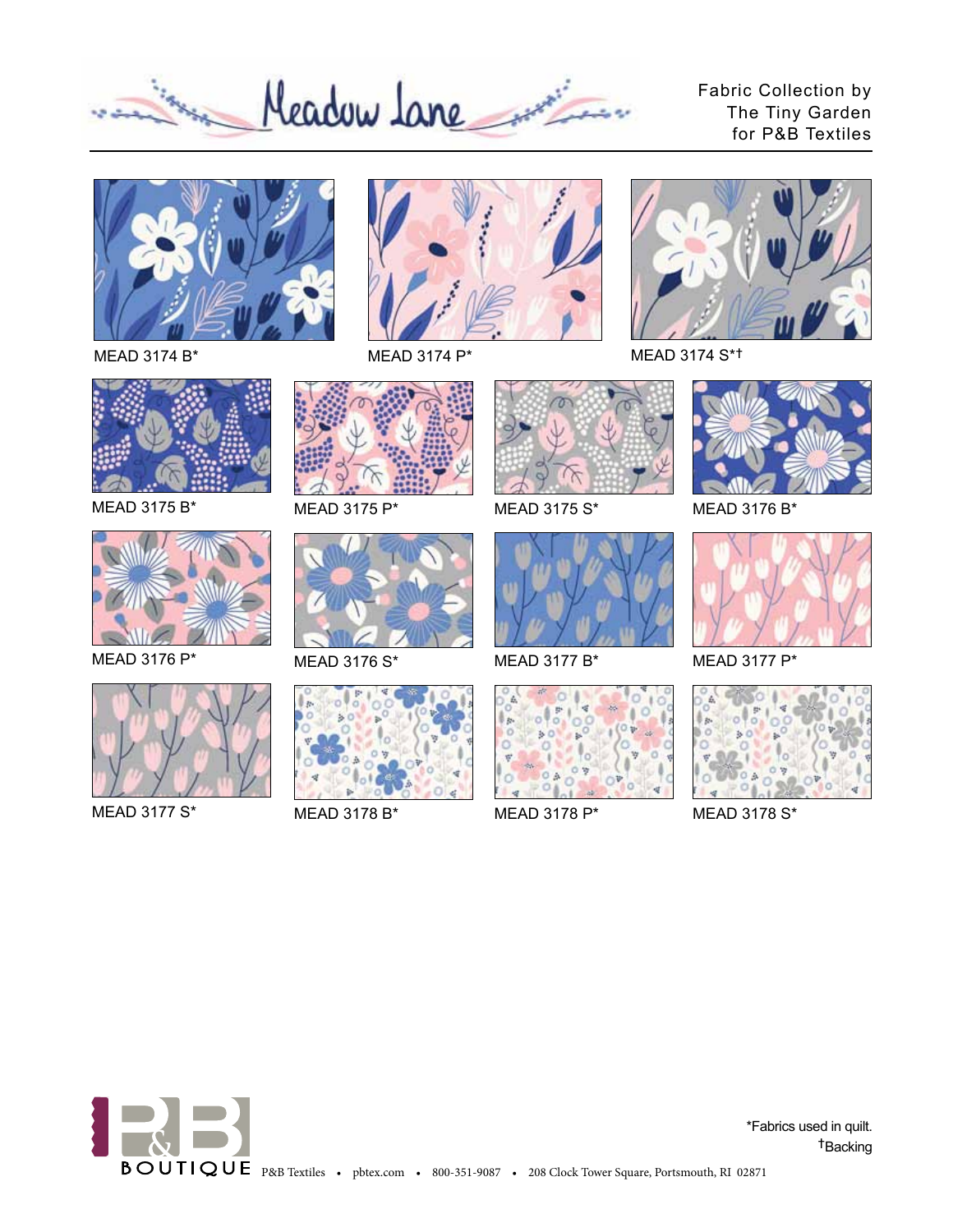# Meadow Lane

Fabric Collection by
The Tiny Garden
for P&B Textiles

MEAD 3174 B*

MEAD 3174 P*

MEAD 3174 S*†

MEAD 3175 B*

MEAD 3175 P*

MEAD 3175 S*

MEAD 3176 B*

MEAD 3176 P*

MEAD 3176 S*

MEAD 3177 B*

MEAD 3177 P*

MEAD 3177 S*

MEAD 3178 B*

MEAD 3178 P*

MEAD 3178 S*

*Fabrics used in quilt.
†Backing

P&B BOUTIQUE P&B Textiles • pbtex.com • 800-351-9087 • 208 Clock Tower Square, Portsmouth, RI 02871